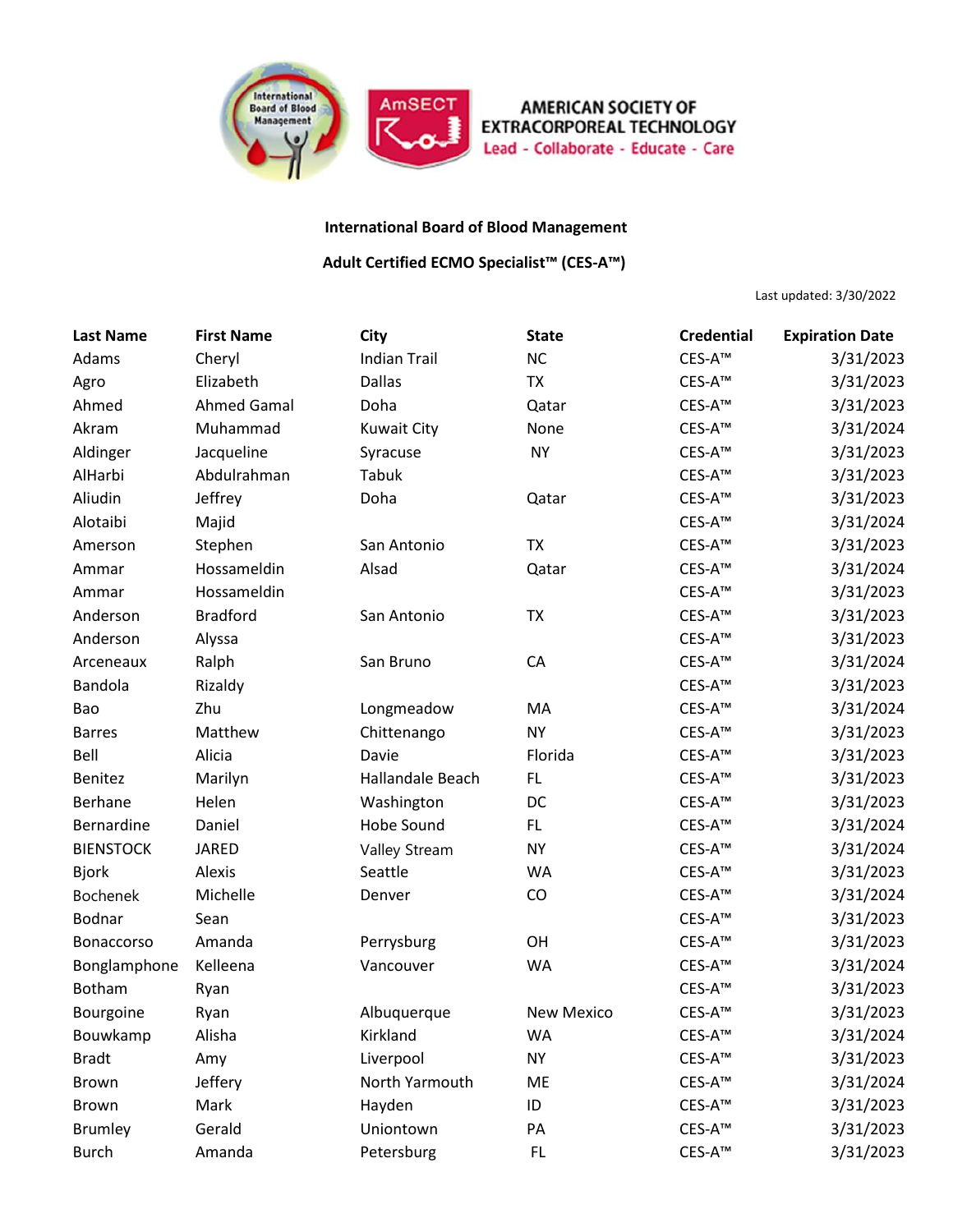AMERICAN SOCIETY OF EXTRACORPOREAL TECHNOLOGY
Lead - Collaborate - Educate - Care

**International Board of Blood Management**

**Adult Certified ECMO Specialist™ (CES-A™)**

Last updated: 3/30/2022

| Last Name | First Name | City | State | Credential | Expiration Date |
|---|---|---|---|---|---|
| Adams | Cheryl | Indian Trail | NC | CES-A™ | 3/31/2023 |
| Agro | Elizabeth | Dallas | TX | CES-A™ | 3/31/2023 |
| Ahmed | Ahmed Gamal | Doha | Qatar | CES-A™ | 3/31/2023 |
| Akram | Muhammad | Kuwait City | None | CES-A™ | 3/31/2024 |
| Aldinger | Jacqueline | Syracuse | NY | CES-A™ | 3/31/2023 |
| AlHarbi | Abdulrahman | Tabuk | | CES-A™ | 3/31/2023 |
| Aliudin | Jeffrey | Doha | Qatar | CES-A™ | 3/31/2023 |
| Alotaibi | Majid | | | CES-A™ | 3/31/2024 |
| Amerson | Stephen | San Antonio | TX | CES-A™ | 3/31/2023 |
| Ammar | Hossameldin | Alsad | Qatar | CES-A™ | 3/31/2024 |
| Ammar | Hossameldin | | | CES-A™ | 3/31/2023 |
| Anderson | Bradford | San Antonio | TX | CES-A™ | 3/31/2023 |
| Anderson | Alyssa | | | CES-A™ | 3/31/2023 |
| Arceneaux | Ralph | San Bruno | CA | CES-A™ | 3/31/2024 |
| Bandola | Rizaldy | | | CES-A™ | 3/31/2023 |
| Bao | Zhu | Longmeadow | MA | CES-A™ | 3/31/2024 |
| Barres | Matthew | Chittenango | NY | CES-A™ | 3/31/2023 |
| Bell | Alicia | Davie | Florida | CES-A™ | 3/31/2023 |
| Benitez | Marilyn | Hallandale Beach | FL | CES-A™ | 3/31/2023 |
| Berhane | Helen | Washington | DC | CES-A™ | 3/31/2023 |
| Bernardine | Daniel | Hobe Sound | FL | CES-A™ | 3/31/2024 |
| BIENSTOCK | JARED | Valley Stream | NY | CES-A™ | 3/31/2024 |
| Bjork | Alexis | Seattle | WA | CES-A™ | 3/31/2023 |
| Bochenek | Michelle | Denver | CO | CES-A™ | 3/31/2024 |
| Bodnar | Sean | | | CES-A™ | 3/31/2023 |
| Bonaccorso | Amanda | Perrysburg | OH | CES-A™ | 3/31/2023 |
| Bonglamphone | Kelleena | Vancouver | WA | CES-A™ | 3/31/2024 |
| Botham | Ryan | | | CES-A™ | 3/31/2023 |
| Bourgoine | Ryan | Albuquerque | New Mexico | CES-A™ | 3/31/2023 |
| Bouwkamp | Alisha | Kirkland | WA | CES-A™ | 3/31/2024 |
| Bradt | Amy | Liverpool | NY | CES-A™ | 3/31/2023 |
| Brown | Jeffery | North Yarmouth | ME | CES-A™ | 3/31/2024 |
| Brown | Mark | Hayden | ID | CES-A™ | 3/31/2023 |
| Brumley | Gerald | Uniontown | PA | CES-A™ | 3/31/2023 |
| Burch | Amanda | Petersburg | FL | CES-A™ | 3/31/2023 |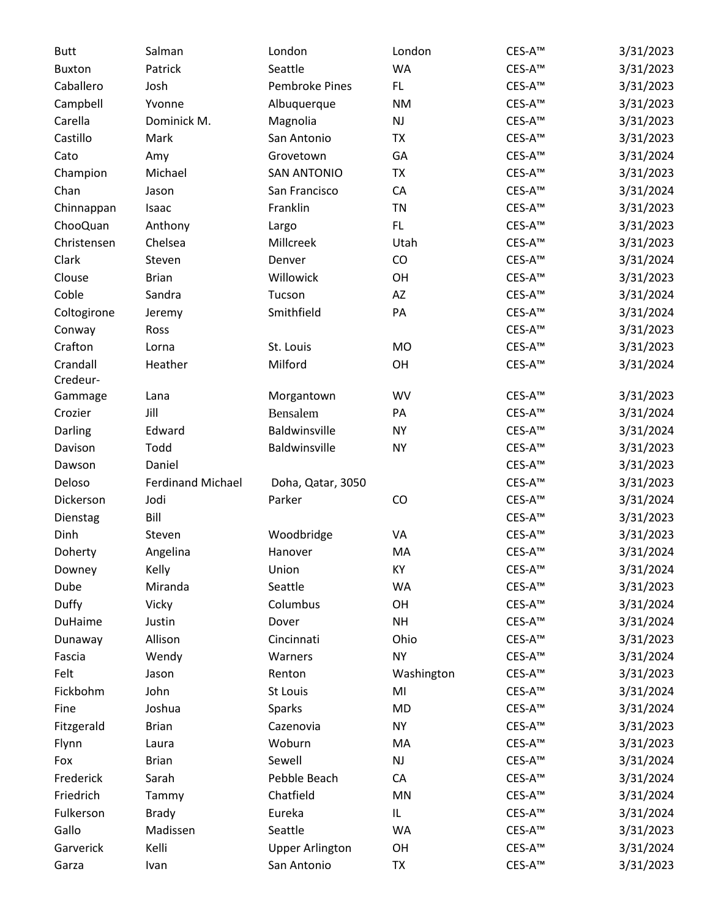| | | | | | |
|---|---|---|---|---|---|
| Butt | Salman | London | London | CES-A™ | 3/31/2023 |
| Buxton | Patrick | Seattle | WA | CES-A™ | 3/31/2023 |
| Caballero | Josh | Pembroke Pines | FL | CES-A™ | 3/31/2023 |
| Campbell | Yvonne | Albuquerque | NM | CES-A™ | 3/31/2023 |
| Carella | Dominick M. | Magnolia | NJ | CES-A™ | 3/31/2023 |
| Castillo | Mark | San Antonio | TX | CES-A™ | 3/31/2023 |
| Cato | Amy | Grovetown | GA | CES-A™ | 3/31/2024 |
| Champion | Michael | SAN ANTONIO | TX | CES-A™ | 3/31/2023 |
| Chan | Jason | San Francisco | CA | CES-A™ | 3/31/2024 |
| Chinnappan | Isaac | Franklin | TN | CES-A™ | 3/31/2023 |
| ChooQuan | Anthony | Largo | FL | CES-A™ | 3/31/2023 |
| Christensen | Chelsea | Millcreek | Utah | CES-A™ | 3/31/2023 |
| Clark | Steven | Denver | CO | CES-A™ | 3/31/2024 |
| Clouse | Brian | Willowick | OH | CES-A™ | 3/31/2023 |
| Coble | Sandra | Tucson | AZ | CES-A™ | 3/31/2024 |
| Coltogirone | Jeremy | Smithfield | PA | CES-A™ | 3/31/2024 |
| Conway | Ross | | | CES-A™ | 3/31/2023 |
| Crafton | Lorna | St. Louis | MO | CES-A™ | 3/31/2023 |
| Crandall | Heather | Milford | OH | CES-A™ | 3/31/2024 |
| Credeur-Gammage | Lana | Morgantown | WV | CES-A™ | 3/31/2023 |
| Crozier | Jill | Bensalem | PA | CES-A™ | 3/31/2024 |
| Darling | Edward | Baldwinsville | NY | CES-A™ | 3/31/2024 |
| Davison | Todd | Baldwinsville | NY | CES-A™ | 3/31/2023 |
| Dawson | Daniel | | | CES-A™ | 3/31/2023 |
| Deloso | Ferdinand Michael | Doha, Qatar, 3050 | | CES-A™ | 3/31/2023 |
| Dickerson | Jodi | Parker | CO | CES-A™ | 3/31/2024 |
| Dienstag | Bill | | | CES-A™ | 3/31/2023 |
| Dinh | Steven | Woodbridge | VA | CES-A™ | 3/31/2023 |
| Doherty | Angelina | Hanover | MA | CES-A™ | 3/31/2024 |
| Downey | Kelly | Union | KY | CES-A™ | 3/31/2024 |
| Dube | Miranda | Seattle | WA | CES-A™ | 3/31/2023 |
| Duffy | Vicky | Columbus | OH | CES-A™ | 3/31/2024 |
| DuHaime | Justin | Dover | NH | CES-A™ | 3/31/2024 |
| Dunaway | Allison | Cincinnati | Ohio | CES-A™ | 3/31/2023 |
| Fascia | Wendy | Warners | NY | CES-A™ | 3/31/2024 |
| Felt | Jason | Renton | Washington | CES-A™ | 3/31/2023 |
| Fickbohm | John | St Louis | MI | CES-A™ | 3/31/2024 |
| Fine | Joshua | Sparks | MD | CES-A™ | 3/31/2024 |
| Fitzgerald | Brian | Cazenovia | NY | CES-A™ | 3/31/2023 |
| Flynn | Laura | Woburn | MA | CES-A™ | 3/31/2023 |
| Fox | Brian | Sewell | NJ | CES-A™ | 3/31/2024 |
| Frederick | Sarah | Pebble Beach | CA | CES-A™ | 3/31/2024 |
| Friedrich | Tammy | Chatfield | MN | CES-A™ | 3/31/2024 |
| Fulkerson | Brady | Eureka | IL | CES-A™ | 3/31/2024 |
| Gallo | Madissen | Seattle | WA | CES-A™ | 3/31/2023 |
| Garverick | Kelli | Upper Arlington | OH | CES-A™ | 3/31/2024 |
| Garza | Ivan | San Antonio | TX | CES-A™ | 3/31/2023 |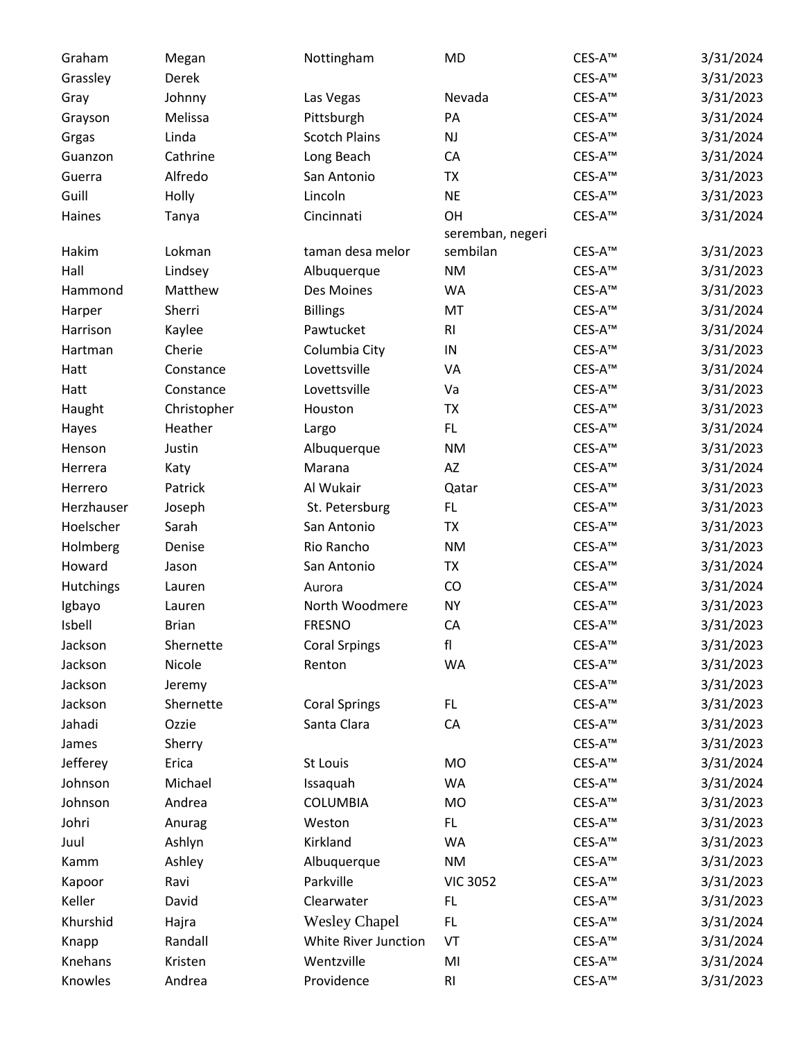| | | | | | |
|---|---|---|---|---|---|
| Graham | Megan | Nottingham | MD | CES-A™ | 3/31/2024 |
| Grassley | Derek | | | CES-A™ | 3/31/2023 |
| Gray | Johnny | Las Vegas | Nevada | CES-A™ | 3/31/2023 |
| Grayson | Melissa | Pittsburgh | PA | CES-A™ | 3/31/2024 |
| Grgas | Linda | Scotch Plains | NJ | CES-A™ | 3/31/2024 |
| Guanzon | Cathrine | Long Beach | CA | CES-A™ | 3/31/2024 |
| Guerra | Alfredo | San Antonio | TX | CES-A™ | 3/31/2023 |
| Guill | Holly | Lincoln | NE | CES-A™ | 3/31/2023 |
| Haines | Tanya | Cincinnati | OH | CES-A™ | 3/31/2024 |
| Hakim | Lokman | taman desa melor | seremban, negeri sembilan | CES-A™ | 3/31/2023 |
| Hall | Lindsey | Albuquerque | NM | CES-A™ | 3/31/2023 |
| Hammond | Matthew | Des Moines | WA | CES-A™ | 3/31/2023 |
| Harper | Sherri | Billings | MT | CES-A™ | 3/31/2024 |
| Harrison | Kaylee | Pawtucket | RI | CES-A™ | 3/31/2024 |
| Hartman | Cherie | Columbia City | IN | CES-A™ | 3/31/2023 |
| Hatt | Constance | Lovettsville | VA | CES-A™ | 3/31/2024 |
| Hatt | Constance | Lovettsville | Va | CES-A™ | 3/31/2023 |
| Haught | Christopher | Houston | TX | CES-A™ | 3/31/2023 |
| Hayes | Heather | Largo | FL | CES-A™ | 3/31/2024 |
| Henson | Justin | Albuquerque | NM | CES-A™ | 3/31/2023 |
| Herrera | Katy | Marana | AZ | CES-A™ | 3/31/2024 |
| Herrero | Patrick | Al Wukair | Qatar | CES-A™ | 3/31/2023 |
| Herzhauser | Joseph | St. Petersburg | FL | CES-A™ | 3/31/2023 |
| Hoelscher | Sarah | San Antonio | TX | CES-A™ | 3/31/2023 |
| Holmberg | Denise | Rio Rancho | NM | CES-A™ | 3/31/2023 |
| Howard | Jason | San Antonio | TX | CES-A™ | 3/31/2024 |
| Hutchings | Lauren | Aurora | CO | CES-A™ | 3/31/2024 |
| Igbayo | Lauren | North Woodmere | NY | CES-A™ | 3/31/2023 |
| Isbell | Brian | FRESNO | CA | CES-A™ | 3/31/2023 |
| Jackson | Shernette | Coral Srpings | fl | CES-A™ | 3/31/2023 |
| Jackson | Nicole | Renton | WA | CES-A™ | 3/31/2023 |
| Jackson | Jeremy | | | CES-A™ | 3/31/2023 |
| Jackson | Shernette | Coral Springs | FL | CES-A™ | 3/31/2023 |
| Jahadi | Ozzie | Santa Clara | CA | CES-A™ | 3/31/2023 |
| James | Sherry | | | CES-A™ | 3/31/2023 |
| Jefferey | Erica | St Louis | MO | CES-A™ | 3/31/2024 |
| Johnson | Michael | Issaquah | WA | CES-A™ | 3/31/2024 |
| Johnson | Andrea | COLUMBIA | MO | CES-A™ | 3/31/2023 |
| Johri | Anurag | Weston | FL | CES-A™ | 3/31/2023 |
| Juul | Ashlyn | Kirkland | WA | CES-A™ | 3/31/2023 |
| Kamm | Ashley | Albuquerque | NM | CES-A™ | 3/31/2023 |
| Kapoor | Ravi | Parkville | VIC 3052 | CES-A™ | 3/31/2023 |
| Keller | David | Clearwater | FL | CES-A™ | 3/31/2023 |
| Khurshid | Hajra | Wesley Chapel | FL | CES-A™ | 3/31/2024 |
| Knapp | Randall | White River Junction | VT | CES-A™ | 3/31/2024 |
| Knehans | Kristen | Wentzville | MI | CES-A™ | 3/31/2024 |
| Knowles | Andrea | Providence | RI | CES-A™ | 3/31/2023 |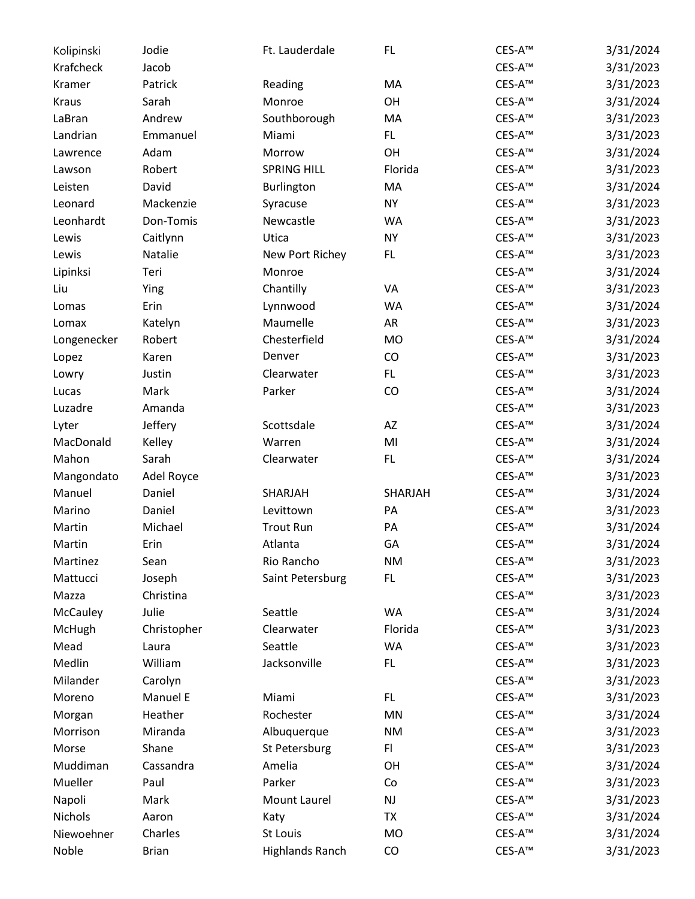| | | | | | |
|---|---|---|---|---|---|
| Kolipinski | Jodie | Ft. Lauderdale | FL | CES-A™ | 3/31/2024 |
| Krafcheck | Jacob | | | CES-A™ | 3/31/2023 |
| Kramer | Patrick | Reading | MA | CES-A™ | 3/31/2023 |
| Kraus | Sarah | Monroe | OH | CES-A™ | 3/31/2024 |
| LaBran | Andrew | Southborough | MA | CES-A™ | 3/31/2023 |
| Landrian | Emmanuel | Miami | FL | CES-A™ | 3/31/2023 |
| Lawrence | Adam | Morrow | OH | CES-A™ | 3/31/2024 |
| Lawson | Robert | SPRING HILL | Florida | CES-A™ | 3/31/2023 |
| Leisten | David | Burlington | MA | CES-A™ | 3/31/2024 |
| Leonard | Mackenzie | Syracuse | NY | CES-A™ | 3/31/2023 |
| Leonhardt | Don-Tomis | Newcastle | WA | CES-A™ | 3/31/2023 |
| Lewis | Caitlynn | Utica | NY | CES-A™ | 3/31/2023 |
| Lewis | Natalie | New Port Richey | FL | CES-A™ | 3/31/2023 |
| Lipinksi | Teri | Monroe | | CES-A™ | 3/31/2024 |
| Liu | Ying | Chantilly | VA | CES-A™ | 3/31/2023 |
| Lomas | Erin | Lynnwood | WA | CES-A™ | 3/31/2024 |
| Lomax | Katelyn | Maumelle | AR | CES-A™ | 3/31/2023 |
| Longenecker | Robert | Chesterfield | MO | CES-A™ | 3/31/2024 |
| Lopez | Karen | Denver | CO | CES-A™ | 3/31/2023 |
| Lowry | Justin | Clearwater | FL | CES-A™ | 3/31/2023 |
| Lucas | Mark | Parker | CO | CES-A™ | 3/31/2024 |
| Luzadre | Amanda | | | CES-A™ | 3/31/2023 |
| Lyter | Jeffery | Scottsdale | AZ | CES-A™ | 3/31/2024 |
| MacDonald | Kelley | Warren | MI | CES-A™ | 3/31/2024 |
| Mahon | Sarah | Clearwater | FL | CES-A™ | 3/31/2024 |
| Mangondato | Adel Royce | | | CES-A™ | 3/31/2023 |
| Manuel | Daniel | SHARJAH | SHARJAH | CES-A™ | 3/31/2024 |
| Marino | Daniel | Levittown | PA | CES-A™ | 3/31/2023 |
| Martin | Michael | Trout Run | PA | CES-A™ | 3/31/2024 |
| Martin | Erin | Atlanta | GA | CES-A™ | 3/31/2024 |
| Martinez | Sean | Rio Rancho | NM | CES-A™ | 3/31/2023 |
| Mattucci | Joseph | Saint Petersburg | FL | CES-A™ | 3/31/2023 |
| Mazza | Christina | | | CES-A™ | 3/31/2023 |
| McCauley | Julie | Seattle | WA | CES-A™ | 3/31/2024 |
| McHugh | Christopher | Clearwater | Florida | CES-A™ | 3/31/2023 |
| Mead | Laura | Seattle | WA | CES-A™ | 3/31/2023 |
| Medlin | William | Jacksonville | FL | CES-A™ | 3/31/2023 |
| Milander | Carolyn | | | CES-A™ | 3/31/2023 |
| Moreno | Manuel E | Miami | FL | CES-A™ | 3/31/2023 |
| Morgan | Heather | Rochester | MN | CES-A™ | 3/31/2024 |
| Morrison | Miranda | Albuquerque | NM | CES-A™ | 3/31/2023 |
| Morse | Shane | St Petersburg | Fl | CES-A™ | 3/31/2023 |
| Muddiman | Cassandra | Amelia | OH | CES-A™ | 3/31/2024 |
| Mueller | Paul | Parker | Co | CES-A™ | 3/31/2023 |
| Napoli | Mark | Mount Laurel | NJ | CES-A™ | 3/31/2023 |
| Nichols | Aaron | Katy | TX | CES-A™ | 3/31/2024 |
| Niewoehner | Charles | St Louis | MO | CES-A™ | 3/31/2024 |
| Noble | Brian | Highlands Ranch | CO | CES-A™ | 3/31/2023 |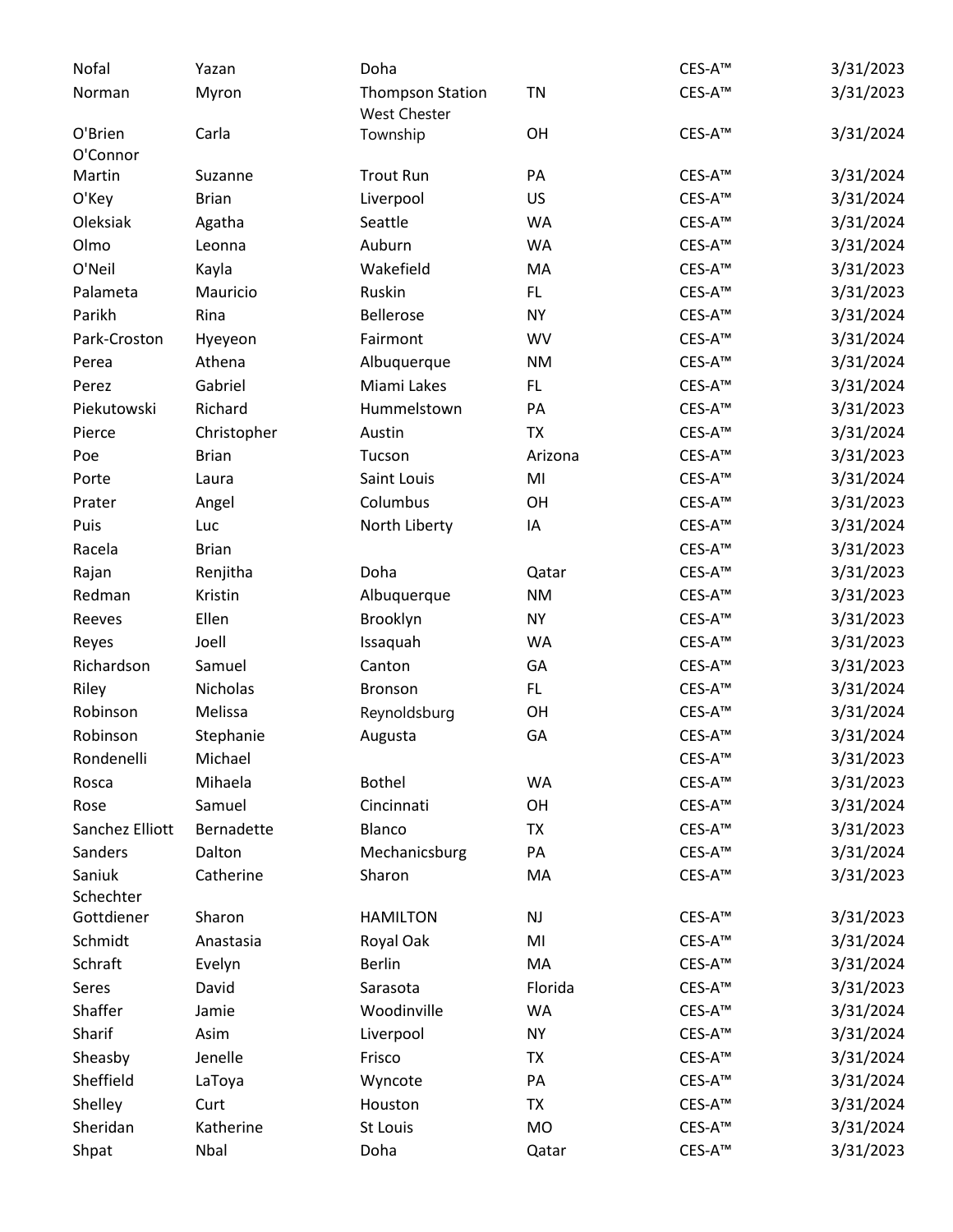| | | | | | |
|---|---|---|---|---|---|
| Nofal | Yazan | Doha | | CES-A™ | 3/31/2023 |
| Norman | Myron | Thompson Station | TN | CES-A™ | 3/31/2023 |
| O'Brien | Carla | West Chester Township | OH | CES-A™ | 3/31/2024 |
| O'Connor Martin | Suzanne | Trout Run | PA | CES-A™ | 3/31/2024 |
| O'Key | Brian | Liverpool | US | CES-A™ | 3/31/2024 |
| Oleksiak | Agatha | Seattle | WA | CES-A™ | 3/31/2024 |
| Olmo | Leonna | Auburn | WA | CES-A™ | 3/31/2024 |
| O'Neil | Kayla | Wakefield | MA | CES-A™ | 3/31/2023 |
| Palameta | Mauricio | Ruskin | FL | CES-A™ | 3/31/2023 |
| Parikh | Rina | Bellerose | NY | CES-A™ | 3/31/2024 |
| Park-Croston | Hyeyeon | Fairmont | WV | CES-A™ | 3/31/2024 |
| Perea | Athena | Albuquerque | NM | CES-A™ | 3/31/2024 |
| Perez | Gabriel | Miami Lakes | FL | CES-A™ | 3/31/2024 |
| Piekutowski | Richard | Hummelstown | PA | CES-A™ | 3/31/2023 |
| Pierce | Christopher | Austin | TX | CES-A™ | 3/31/2024 |
| Poe | Brian | Tucson | Arizona | CES-A™ | 3/31/2023 |
| Porte | Laura | Saint Louis | MI | CES-A™ | 3/31/2024 |
| Prater | Angel | Columbus | OH | CES-A™ | 3/31/2023 |
| Puis | Luc | North Liberty | IA | CES-A™ | 3/31/2024 |
| Racela | Brian | | | CES-A™ | 3/31/2023 |
| Rajan | Renjitha | Doha | Qatar | CES-A™ | 3/31/2023 |
| Redman | Kristin | Albuquerque | NM | CES-A™ | 3/31/2023 |
| Reeves | Ellen | Brooklyn | NY | CES-A™ | 3/31/2023 |
| Reyes | Joell | Issaquah | WA | CES-A™ | 3/31/2023 |
| Richardson | Samuel | Canton | GA | CES-A™ | 3/31/2023 |
| Riley | Nicholas | Bronson | FL | CES-A™ | 3/31/2024 |
| Robinson | Melissa | Reynoldsburg | OH | CES-A™ | 3/31/2024 |
| Robinson | Stephanie | Augusta | GA | CES-A™ | 3/31/2024 |
| Rondenelli | Michael | | | CES-A™ | 3/31/2023 |
| Rosca | Mihaela | Bothel | WA | CES-A™ | 3/31/2023 |
| Rose | Samuel | Cincinnati | OH | CES-A™ | 3/31/2024 |
| Sanchez Elliott | Bernadette | Blanco | TX | CES-A™ | 3/31/2023 |
| Sanders | Dalton | Mechanicsburg | PA | CES-A™ | 3/31/2024 |
| Saniuk | Catherine | Sharon | MA | CES-A™ | 3/31/2023 |
| Schechter Gottdiener | Sharon | HAMILTON | NJ | CES-A™ | 3/31/2023 |
| Schmidt | Anastasia | Royal Oak | MI | CES-A™ | 3/31/2024 |
| Schraft | Evelyn | Berlin | MA | CES-A™ | 3/31/2024 |
| Seres | David | Sarasota | Florida | CES-A™ | 3/31/2023 |
| Shaffer | Jamie | Woodinville | WA | CES-A™ | 3/31/2024 |
| Sharif | Asim | Liverpool | NY | CES-A™ | 3/31/2024 |
| Sheasby | Jenelle | Frisco | TX | CES-A™ | 3/31/2024 |
| Sheffield | LaToya | Wyncote | PA | CES-A™ | 3/31/2024 |
| Shelley | Curt | Houston | TX | CES-A™ | 3/31/2024 |
| Sheridan | Katherine | St Louis | MO | CES-A™ | 3/31/2024 |
| Shpat | Nbal | Doha | Qatar | CES-A™ | 3/31/2023 |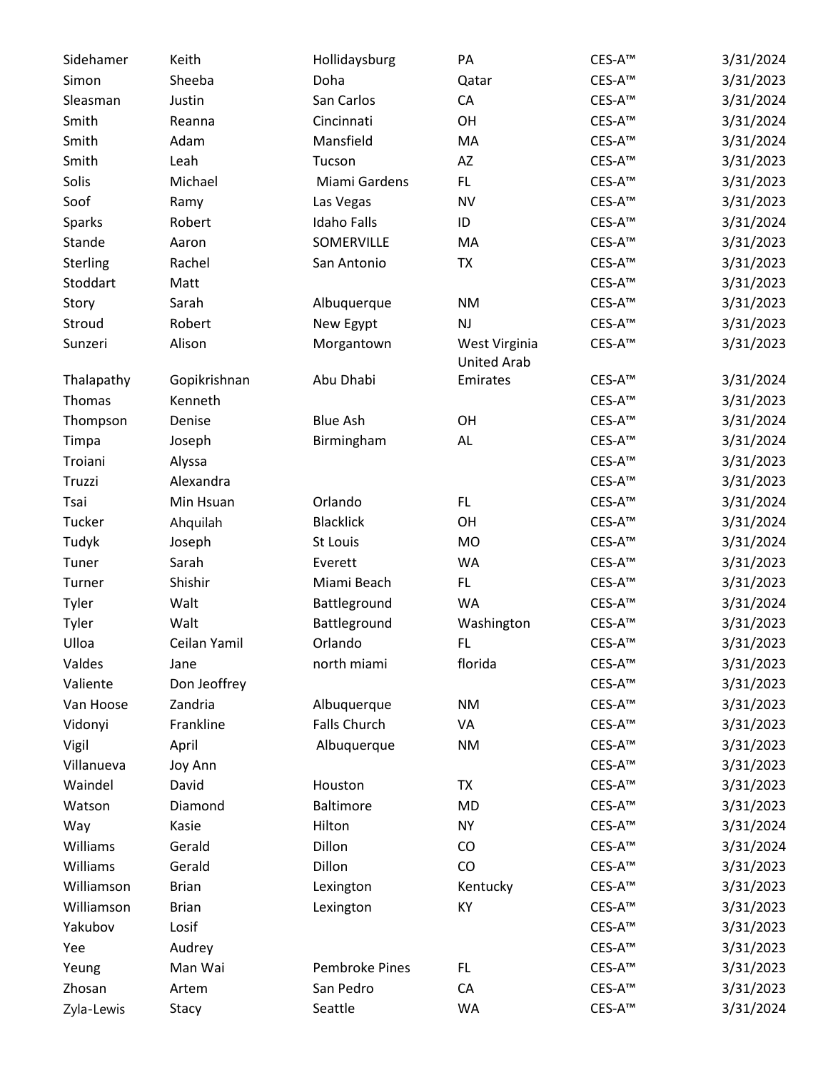| | | | | | |
|---|---|---|---|---|---|
| Sidehamer | Keith | Hollidaysburg | PA | CES-A™ | 3/31/2024 |
| Simon | Sheeba | Doha | Qatar | CES-A™ | 3/31/2023 |
| Sleasman | Justin | San Carlos | CA | CES-A™ | 3/31/2024 |
| Smith | Reanna | Cincinnati | OH | CES-A™ | 3/31/2024 |
| Smith | Adam | Mansfield | MA | CES-A™ | 3/31/2024 |
| Smith | Leah | Tucson | AZ | CES-A™ | 3/31/2023 |
| Solis | Michael | Miami Gardens | FL | CES-A™ | 3/31/2023 |
| Soof | Ramy | Las Vegas | NV | CES-A™ | 3/31/2023 |
| Sparks | Robert | Idaho Falls | ID | CES-A™ | 3/31/2024 |
| Stande | Aaron | SOMERVILLE | MA | CES-A™ | 3/31/2023 |
| Sterling | Rachel | San Antonio | TX | CES-A™ | 3/31/2023 |
| Stoddart | Matt | | | CES-A™ | 3/31/2023 |
| Story | Sarah | Albuquerque | NM | CES-A™ | 3/31/2023 |
| Stroud | Robert | New Egypt | NJ | CES-A™ | 3/31/2023 |
| Sunzeri | Alison | Morgantown | West Virginia | CES-A™ | 3/31/2023 |
| Thalapathy | Gopikrishnan | Abu Dhabi | United Arab Emirates | CES-A™ | 3/31/2024 |
| Thomas | Kenneth | | | CES-A™ | 3/31/2023 |
| Thompson | Denise | Blue Ash | OH | CES-A™ | 3/31/2024 |
| Timpa | Joseph | Birmingham | AL | CES-A™ | 3/31/2024 |
| Troiani | Alyssa | | | CES-A™ | 3/31/2023 |
| Truzzi | Alexandra | | | CES-A™ | 3/31/2023 |
| Tsai | Min Hsuan | Orlando | FL | CES-A™ | 3/31/2024 |
| Tucker | Ahquilah | Blacklick | OH | CES-A™ | 3/31/2024 |
| Tudyk | Joseph | St Louis | MO | CES-A™ | 3/31/2024 |
| Tuner | Sarah | Everett | WA | CES-A™ | 3/31/2023 |
| Turner | Shishir | Miami Beach | FL | CES-A™ | 3/31/2023 |
| Tyler | Walt | Battleground | WA | CES-A™ | 3/31/2024 |
| Tyler | Walt | Battleground | Washington | CES-A™ | 3/31/2023 |
| Ulloa | Ceilan Yamil | Orlando | FL | CES-A™ | 3/31/2023 |
| Valdes | Jane | north miami | florida | CES-A™ | 3/31/2023 |
| Valiente | Don Jeoffrey | | | CES-A™ | 3/31/2023 |
| Van Hoose | Zandria | Albuquerque | NM | CES-A™ | 3/31/2023 |
| Vidonyi | Frankline | Falls Church | VA | CES-A™ | 3/31/2023 |
| Vigil | April | Albuquerque | NM | CES-A™ | 3/31/2023 |
| Villanueva | Joy Ann | | | CES-A™ | 3/31/2023 |
| Waindel | David | Houston | TX | CES-A™ | 3/31/2023 |
| Watson | Diamond | Baltimore | MD | CES-A™ | 3/31/2023 |
| Way | Kasie | Hilton | NY | CES-A™ | 3/31/2024 |
| Williams | Gerald | Dillon | CO | CES-A™ | 3/31/2024 |
| Williams | Gerald | Dillon | CO | CES-A™ | 3/31/2023 |
| Williamson | Brian | Lexington | Kentucky | CES-A™ | 3/31/2023 |
| Williamson | Brian | Lexington | KY | CES-A™ | 3/31/2023 |
| Yakubov | Losif | | | CES-A™ | 3/31/2023 |
| Yee | Audrey | | | CES-A™ | 3/31/2023 |
| Yeung | Man Wai | Pembroke Pines | FL | CES-A™ | 3/31/2023 |
| Zhosan | Artem | San Pedro | CA | CES-A™ | 3/31/2023 |
| Zyla-Lewis | Stacy | Seattle | WA | CES-A™ | 3/31/2024 |